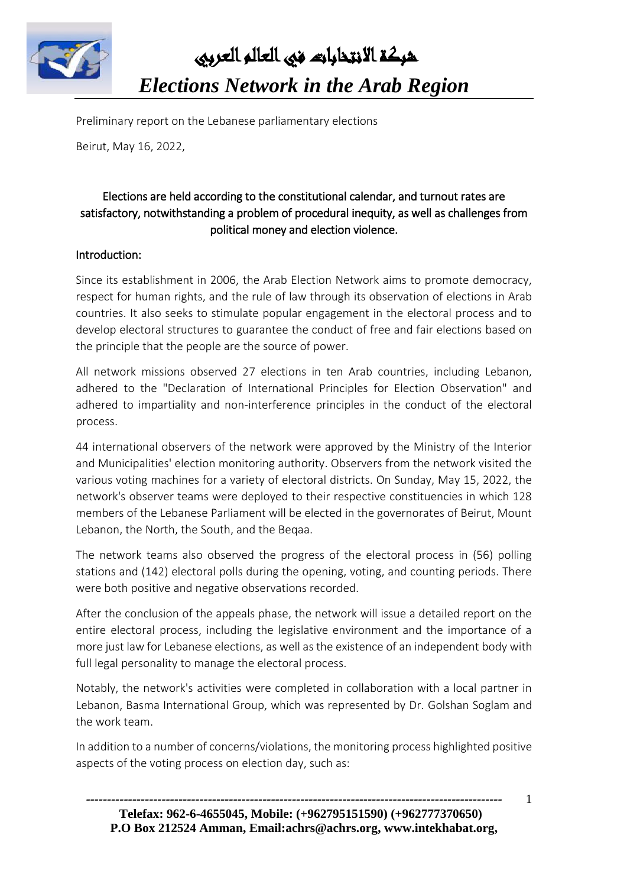# شبكة الانتخابات في العالم العربي

# *Elections Network in the Arab Region*

Preliminary report on the Lebanese parliamentary elections

Beirut, May 16, 2022,

## Elections are held according to the constitutional calendar, and turnout rates are satisfactory, notwithstanding a problem of procedural inequity, as well as challenges from political money and election violence.

### Introduction:

Since its establishment in 2006, the Arab Election Network aims to promote democracy, respect for human rights, and the rule of law through its observation of elections in Arab countries. It also seeks to stimulate popular engagement in the electoral process and to develop electoral structures to guarantee the conduct of free and fair elections based on the principle that the people are the source of power.

All network missions observed 27 elections in ten Arab countries, including Lebanon, adhered to the "Declaration of International Principles for Election Observation" and adhered to impartiality and non-interference principles in the conduct of the electoral process.

44 international observers of the network were approved by the Ministry of the Interior and Municipalities' election monitoring authority. Observers from the network visited the various voting machines for a variety of electoral districts. On Sunday, May 15, 2022, the network's observer teams were deployed to their respective constituencies in which 128 members of the Lebanese Parliament will be elected in the governorates of Beirut, Mount Lebanon, the North, the South, and the Beqaa.

The network teams also observed the progress of the electoral process in (56) polling stations and (142) electoral polls during the opening, voting, and counting periods. There were both positive and negative observations recorded.

After the conclusion of the appeals phase, the network will issue a detailed report on the entire electoral process, including the legislative environment and the importance of a more just law for Lebanese elections, as well as the existence of an independent body with full legal personality to manage the electoral process.

Notably, the network's activities were completed in collaboration with a local partner in Lebanon, Basma International Group, which was represented by Dr. Golshan Soglam and the work team.

In addition to a number of concerns/violations, the monitoring process highlighted positive aspects of the voting process on election day, such as: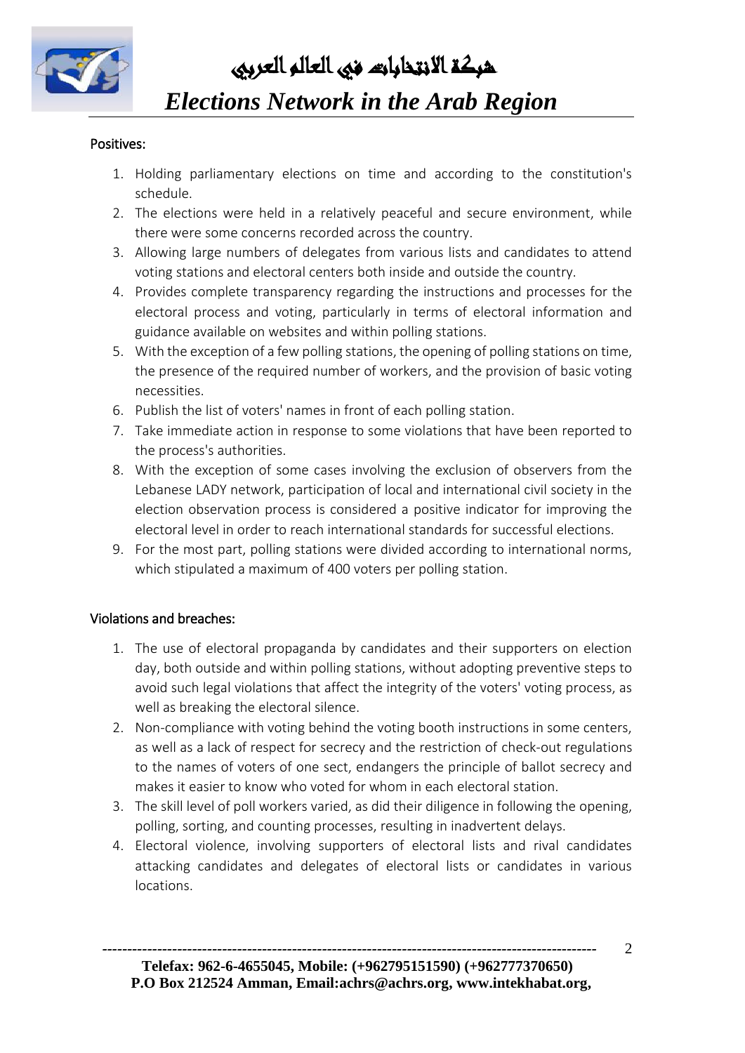Positives:

1. Holding parliamentary elections on time and according to the constitution's schedule.
2. The elections were held in a relatively peaceful and secure environment, while there were some concerns recorded across the country.
3. Allowing large numbers of delegates from various lists and candidates to attend voting stations and electoral centers both inside and outside the country.
4. Provides complete transparency regarding the instructions and processes for the electoral process and voting, particularly in terms of electoral information and guidance available on websites and within polling stations.
5. With the exception of a few polling stations, the opening of polling stations on time, the presence of the required number of workers, and the provision of basic voting necessities.
6. Publish the list of voters' names in front of each polling station.
7. Take immediate action in response to some violations that have been reported to the process's authorities.
8. With the exception of some cases involving the exclusion of observers from the Lebanese LADY network, participation of local and international civil society in the election observation process is considered a positive indicator for improving the electoral level in order to reach international standards for successful elections.
9. For the most part, polling stations were divided according to international norms, which stipulated a maximum of 400 voters per polling station.

Violations and breaches:

1. The use of electoral propaganda by candidates and their supporters on election day, both outside and within polling stations, without adopting preventive steps to avoid such legal violations that affect the integrity of the voters' voting process, as well as breaking the electoral silence.
2. Non-compliance with voting behind the voting booth instructions in some centers, as well as a lack of respect for secrecy and the restriction of check-out regulations to the names of voters of one sect, endangers the principle of ballot secrecy and makes it easier to know who voted for whom in each electoral station.
3. The skill level of poll workers varied, as did their diligence in following the opening, polling, sorting, and counting processes, resulting in inadvertent delays.
4. Electoral violence, involving supporters of electoral lists and rival candidates attacking candidates and delegates of electoral lists or candidates in various locations.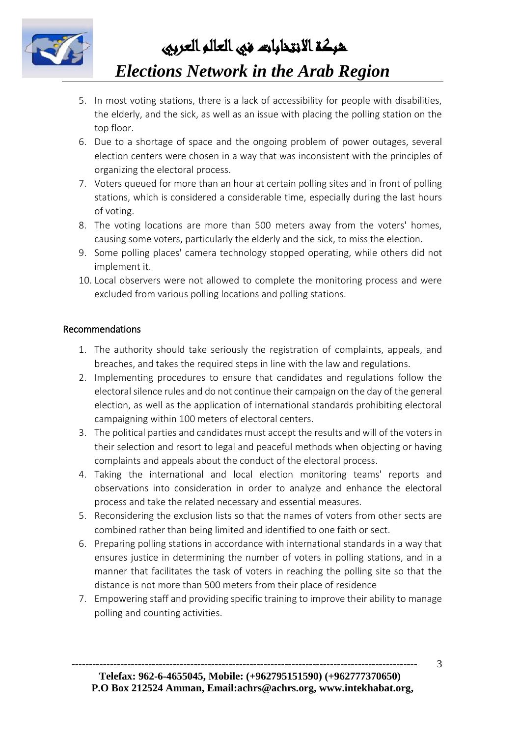5. In most voting stations, there is a lack of accessibility for people with disabilities, the elderly, and the sick, as well as an issue with placing the polling station on the top floor.
6. Due to a shortage of space and the ongoing problem of power outages, several election centers were chosen in a way that was inconsistent with the principles of organizing the electoral process.
7. Voters queued for more than an hour at certain polling sites and in front of polling stations, which is considered a considerable time, especially during the last hours of voting.
8. The voting locations are more than 500 meters away from the voters' homes, causing some voters, particularly the elderly and the sick, to miss the election.
9. Some polling places' camera technology stopped operating, while others did not implement it.
10. Local observers were not allowed to complete the monitoring process and were excluded from various polling locations and polling stations.

## Recommendations

1. The authority should take seriously the registration of complaints, appeals, and breaches, and takes the required steps in line with the law and regulations.
2. Implementing procedures to ensure that candidates and regulations follow the electoral silence rules and do not continue their campaign on the day of the general election, as well as the application of international standards prohibiting electoral campaigning within 100 meters of electoral centers.
3. The political parties and candidates must accept the results and will of the voters in their selection and resort to legal and peaceful methods when objecting or having complaints and appeals about the conduct of the electoral process.
4. Taking the international and local election monitoring teams' reports and observations into consideration in order to analyze and enhance the electoral process and take the related necessary and essential measures.
5. Reconsidering the exclusion lists so that the names of voters from other sects are combined rather than being limited and identified to one faith or sect.
6. Preparing polling stations in accordance with international standards in a way that ensures justice in determining the number of voters in polling stations, and in a manner that facilitates the task of voters in reaching the polling site so that the distance is not more than 500 meters from their place of residence
7. Empowering staff and providing specific training to improve their ability to manage polling and counting activities.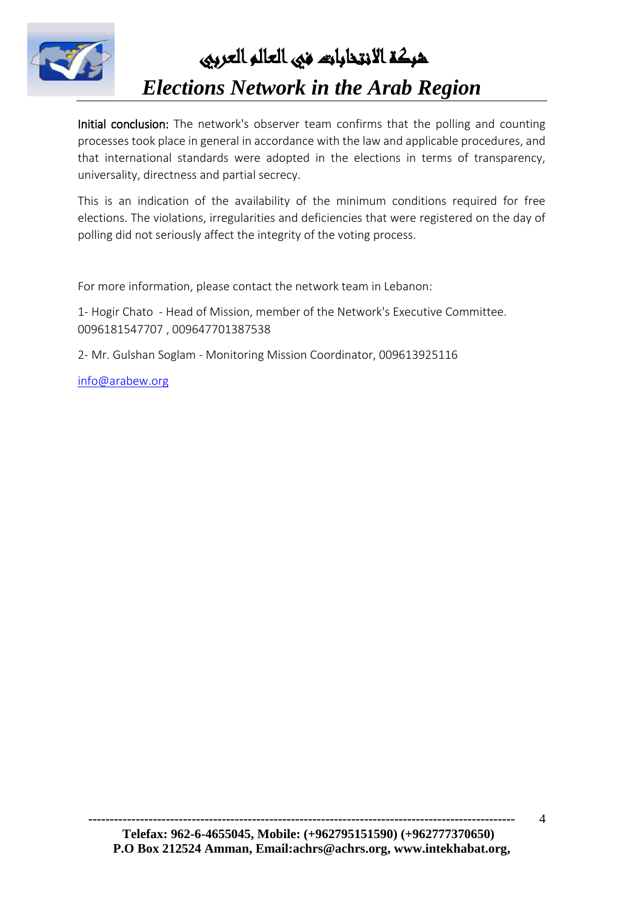**Initial conclusion:** The network's observer team confirms that the polling and counting processes took place in general in accordance with the law and applicable procedures, and that international standards were adopted in the elections in terms of transparency, universality, directness and partial secrecy.

This is an indication of the availability of the minimum conditions required for free elections. The violations, irregularities and deficiencies that were registered on the day of polling did not seriously affect the integrity of the voting process.

For more information, please contact the network team in Lebanon:

1- Hogir Chato - Head of Mission, member of the Network's Executive Committee. 0096181547707 , 009647701387538

2- Mr. Gulshan Soglam - Monitoring Mission Coordinator, 009613925116

info@arabew.org